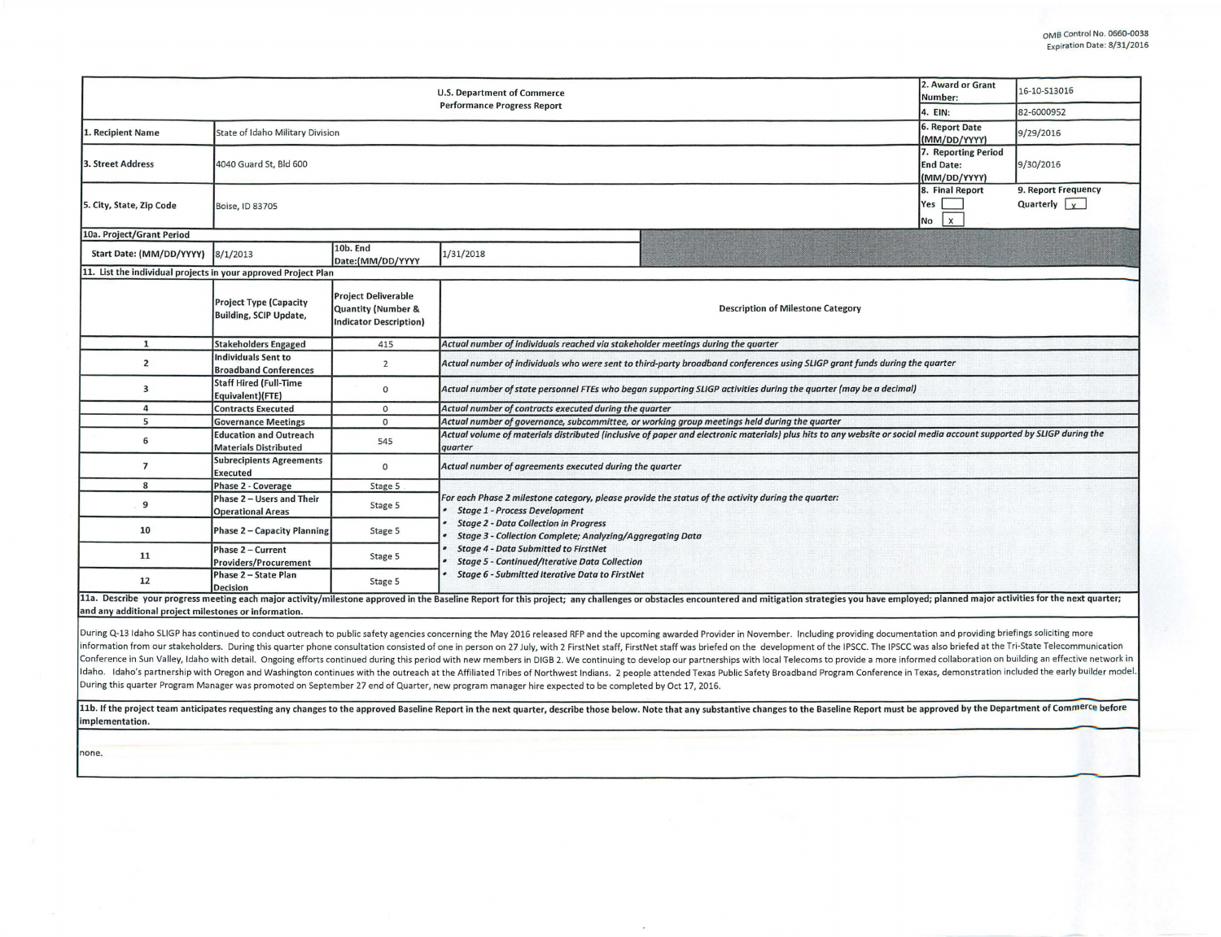OMB Control No. 0660-0038
Expiration Date: 8/31/2016

| U.S. Department of Commerce Performance Progress Report | | 2. Award or Grant Number: | 16-10-S13016 |
|---|---|---|---|
| | | 4. EIN: | 82-6000952 |
| 1. Recipient Name | State of Idaho Military Division | 6. Report Date (MM/DD/YYYY) | 9/29/2016 |
| 3. Street Address | 4040 Guard St, Bld 600 | 7. Reporting Period End Date: (MM/DD/YYYY) | 9/30/2016 |
| 5. City, State, Zip Code | Boise, ID 83705 | 8. Final Report Yes [ ] No [x] | 9. Report Frequency Quarterly [x] |

**10a. Project/Grant Period**

| Start Date: (MM/DD/YYYY) | 8/1/2013 | 10b. End Date:(MM/DD/YYYY | 1/31/2018 |
|---|---|---|---|

**11. List the individual projects in your approved Project Plan**

| | Project Type (Capacity Building, SCIP Update, | Project Deliverable Quantity (Number & Indicator Description) | Description of Milestone Category |
|---|---|---|---|
| 1 | Stakeholders Engaged | 415 | *Actual number of individuals reached via stakeholder meetings during the quarter* |
| 2 | Individuals Sent to Broadband Conferences | 2 | *Actual number of individuals who were sent to third-party broadband conferences using SLIGP grant funds during the quarter* |
| 3 | Staff Hired (Full-Time Equivalent)(FTE) | 0 | *Actual number of state personnel FTEs who began supporting SLIGP activities during the quarter (may be a decimal)* |
| 4 | Contracts Executed | 0 | *Actual number of contracts executed during the quarter* |
| 5 | Governance Meetings | 0 | *Actual number of governance, subcommittee, or working group meetings held during the quarter* |
| 6 | Education and Outreach Materials Distributed | 545 | *Actual volume of materials distributed (inclusive of paper and electronic materials) plus hits to any website or social media account supported by SLIGP during the quarter* |
| 7 | Subrecipients Agreements Executed | 0 | *Actual number of agreements executed during the quarter* |
| 8 | Phase 2 - Coverage | Stage 5 | *For each Phase 2 milestone category, please provide the status of the activity during the quarter:* <br>• *Stage 1 - Process Development* <br>• *Stage 2 - Data Collection in Progress* <br>• *Stage 3 - Collection Complete; Analyzing/Aggregating Data* <br>• *Stage 4 - Data Submitted to FirstNet* <br>• *Stage 5 - Continued/Iterative Data Collection* <br>• *Stage 6 - Submitted Iterative Data to FirstNet* |
| 9 | Phase 2 – Users and Their Operational Areas | Stage 5 | |
| 10 | Phase 2 – Capacity Planning | Stage 5 | |
| 11 | Phase 2 – Current Providers/Procurement | Stage 5 | |
| 12 | Phase 2 – State Plan Decision | Stage 5 | |

**11a. Describe your progress meeting each major activity/milestone approved in the Baseline Report for this project; any challenges or obstacles encountered and mitigation strategies you have employed; planned major activities for the next quarter; and any additional project milestones or information.**

During Q-13 Idaho SLIGP has continued to conduct outreach to public safety agencies concerning the May 2016 released RFP and the upcoming awarded Provider in November. Including providing documentation and providing briefings soliciting more information from our stakeholders. During this quarter phone consultation consisted of one in person on 27 July, with 2 FirstNet staff, FirstNet staff was briefed on the development of the IPSCC. The IPSCC was also briefed at the Tri-State Telecommunication Conference in Sun Valley, Idaho with detail. Ongoing efforts continued during this period with new members in DIGB 2. We continuing to develop our partnerships with local Telecoms to provide a more informed collaboration on building an effective network in Idaho. Idaho's partnership with Oregon and Washington continues with the outreach at the Affiliated Tribes of Northwest Indians. 2 people attended Texas Public Safety Broadband Program Conference in Texas, demonstration included the early builder model. During this quarter Program Manager was promoted on September 27 end of Quarter, new program manager hire expected to be completed by Oct 17, 2016.

**11b. If the project team anticipates requesting any changes to the approved Baseline Report in the next quarter, describe those below. Note that any substantive changes to the Baseline Report must be approved by the Department of Commerce before implementation.**

none.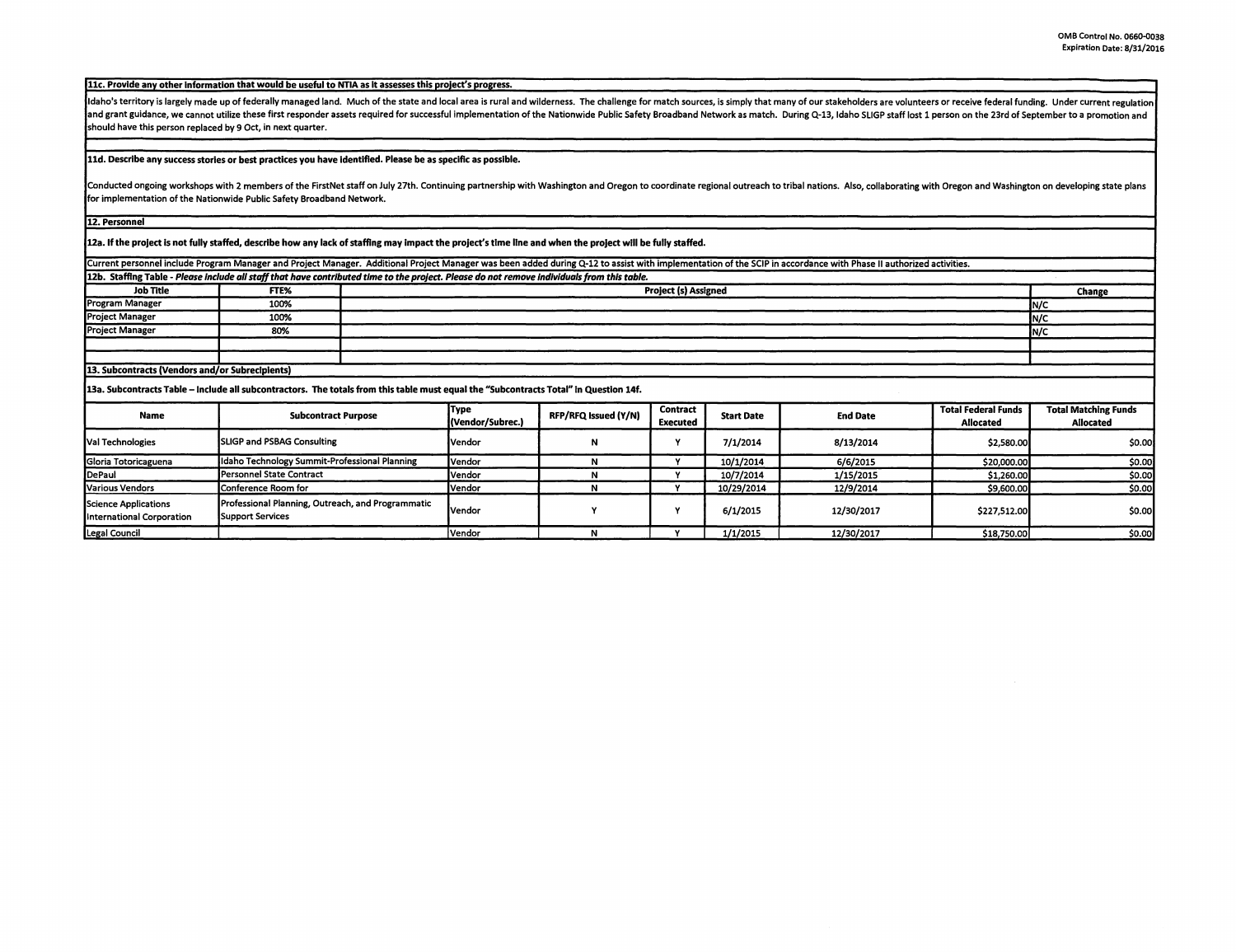**11c. Provide any other information that would be useful to NTIA as it assesses this project's progress.**

Idaho's territory is largely made up of federally managed land. Much of the state and local area is rural and wilderness. The challenge for match sources, is simply that many of our stakeholders are volunteers or receive federal funding. Under current regulation and grant guidance, we cannot utilize these first responder assets required for successful implementation of the Nationwide Public Safety Broadband Network as match. During Q-13, Idaho SLIGP staff lost 1 person on the 23rd of September to a promotion and should have this person replaced by 9 Oct, in next quarter.

**11d. Describe any success stories or best practices you have identified. Please be as specific as possible.**

Conducted ongoing workshops with 2 members of the FirstNet staff on July 27th. Continuing partnership with Washington and Oregon to coordinate regional outreach to tribal nations. Also, collaborating with Oregon and Washington on developing state plans for implementation of the Nationwide Public Safety Broadband Network.

**12. Personnel**

**12a. If the project is not fully staffed, describe how any lack of staffing may impact the project's time line and when the project will be fully staffed.**

Current personnel include Program Manager and Project Manager. Additional Project Manager was been added during Q-12 to assist with implementation of the SCIP in accordance with Phase II authorized activities.

**12b. Staffing Table** - *Please include all staff that have contributed time to the project. Please do not remove individuals from this table.*

| Job Title | FTE% | Project (s) Assigned | Change |
|---|---|---|---|
| Program Manager | 100% | | N/C |
| Project Manager | 100% | | N/C |
| Project Manager | 80% | | N/C |
| | | | |
| | | | |

**13. Subcontracts (Vendors and/or Subrecipients)**

**13a. Subcontracts Table – Include all subcontractors. The totals from this table must equal the "Subcontracts Total" in Question 14f.**

| Name | Subcontract Purpose | Type (Vendor/Subrec.) | RFP/RFQ Issued (Y/N) | Contract Executed | Start Date | End Date | Total Federal Funds Allocated | Total Matching Funds Allocated |
|---|---|---|---|---|---|---|---|---|
| Val Technologies | SLIGP and PSBAG Consulting | Vendor | N | Y | 7/1/2014 | 8/13/2014 | $2,580.00 | $0.00 |
| Gloria Totoricaguena | Idaho Technology Summit-Professional Planning | Vendor | N | Y | 10/1/2014 | 6/6/2015 | $20,000.00 | $0.00 |
| DePaul | Personnel State Contract | Vendor | N | Y | 10/7/2014 | 1/15/2015 | $1,260.00 | $0.00 |
| Various Vendors | Conference Room for | Vendor | N | Y | 10/29/2014 | 12/9/2014 | $9,600.00 | $0.00 |
| Science Applications International Corporation | Professional Planning, Outreach, and Programmatic Support Services | Vendor | Y | Y | 6/1/2015 | 12/30/2017 | $227,512.00 | $0.00 |
| Legal Council | | Vendor | N | Y | 1/1/2015 | 12/30/2017 | $18,750.00 | $0.00 |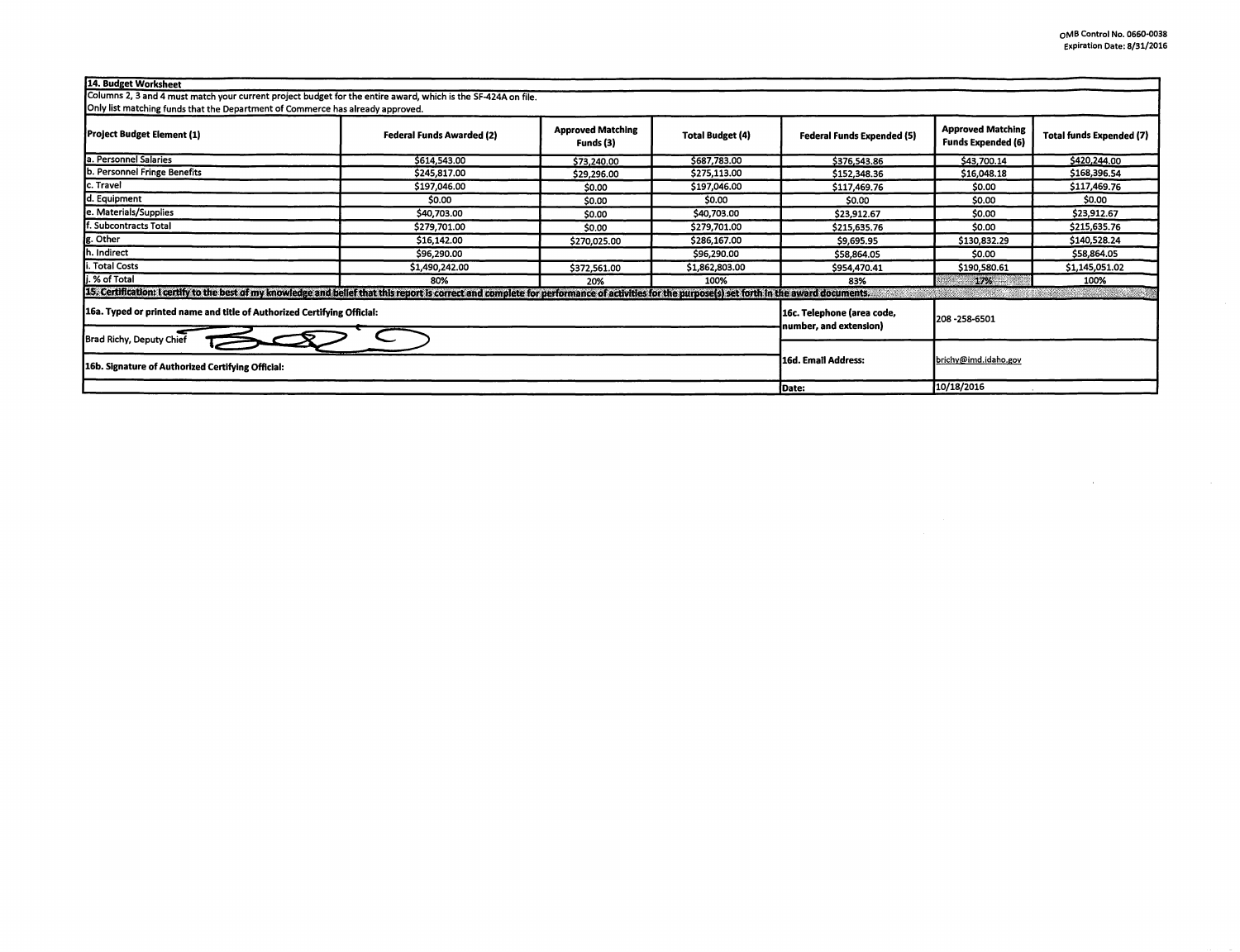OMB Control No. 0660-0038
Expiration Date: 8/31/2016

**14. Budget Worksheet**

Columns 2, 3 and 4 must match your current project budget for the entire award, which is the SF-424A on file.
Only list matching funds that the Department of Commerce has already approved.

| Project Budget Element (1) | Federal Funds Awarded (2) | Approved Matching Funds (3) | Total Budget (4) | Federal Funds Expended (5) | Approved Matching Funds Expended (6) | Total funds Expended (7) |
|---|---|---|---|---|---|---|
| a. Personnel Salaries | $614,543.00 | $73,240.00 | $687,783.00 | $376,543.86 | $43,700.14 | $420,244.00 |
| b. Personnel Fringe Benefits | $245,817.00 | $29,296.00 | $275,113.00 | $152,348.36 | $16,048.18 | $168,396.54 |
| c. Travel | $197,046.00 | $0.00 | $197,046.00 | $117,469.76 | $0.00 | $117,469.76 |
| d. Equipment | $0.00 | $0.00 | $0.00 | $0.00 | $0.00 | $0.00 |
| e. Materials/Supplies | $40,703.00 | $0.00 | $40,703.00 | $23,912.67 | $0.00 | $23,912.67 |
| f. Subcontracts Total | $279,701.00 | $0.00 | $279,701.00 | $215,635.76 | $0.00 | $215,635.76 |
| g. Other | $16,142.00 | $270,025.00 | $286,167.00 | $9,695.95 | $130,832.29 | $140,528.24 |
| h. Indirect | $96,290.00 | | $96,290.00 | $58,864.05 | $0.00 | $58,864.05 |
| i. Total Costs | $1,490,242.00 | $372,561.00 | $1,862,803.00 | $954,470.41 | $190,580.61 | $1,145,051.02 |
| j. % of Total | 80% | 20% | 100% | 83% | 17% | 100% |

**15. Certification: I certify to the best of my knowledge and belief that this report is correct and complete for performance of activities for the purpose(s) set forth in the award documents.**

| | | | |
|---|---|---|---|
| **16a. Typed or printed name and title of Authorized Certifying Official:** | | **16c. Telephone (area code, number, and extension)** | 208 -258-6501 |
| Brad Richy, Deputy Chief | | | |
| **16b. Signature of Authorized Certifying Official:** | | **16d. Email Address:** | brichy@imd.idaho.gov |
| | | **Date:** | 10/18/2016 |